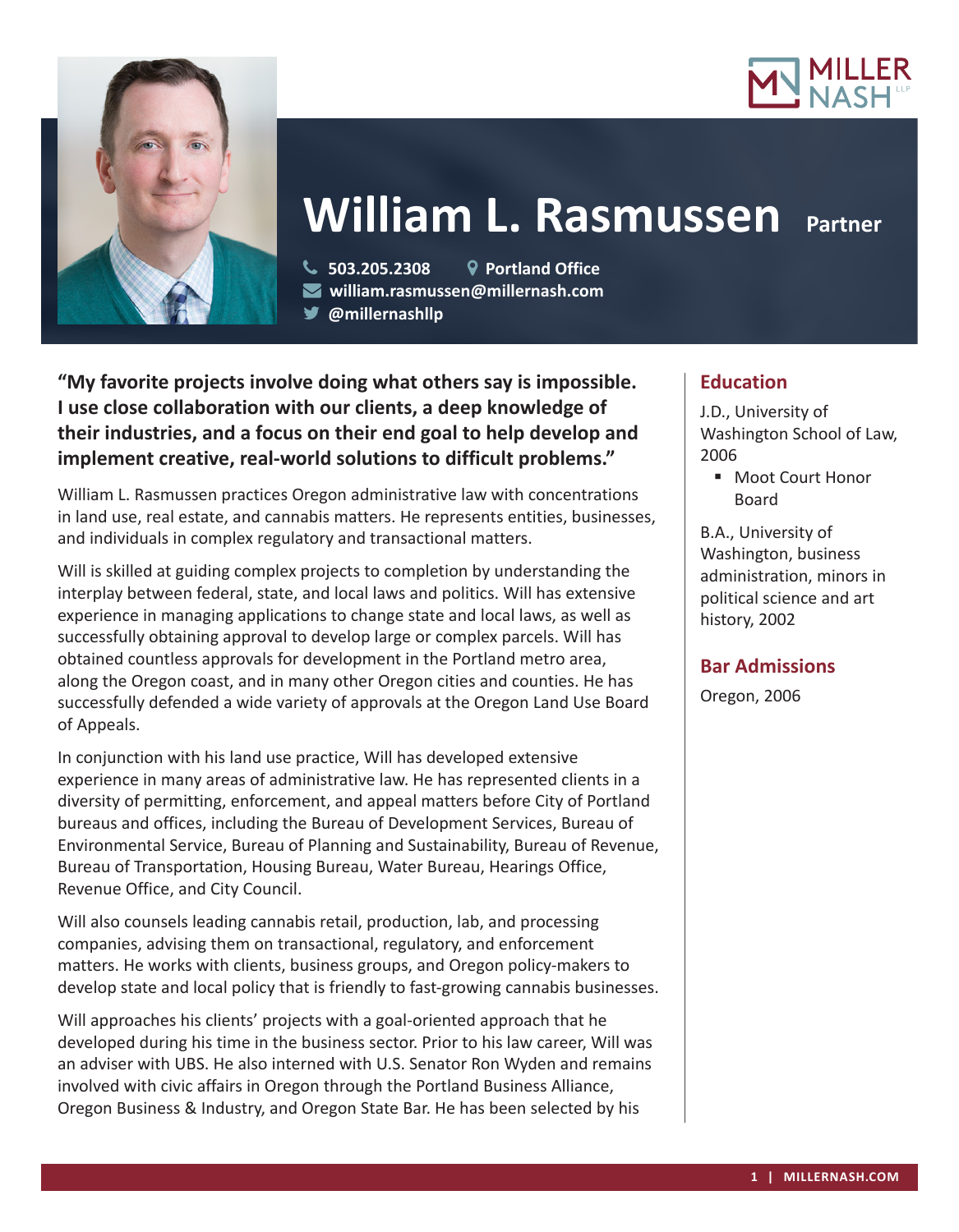# William L. Rasmussen

**Partner**

503.205.2308 | Portland Office

william.rasmussen@millernash.com

@millernashllp

**"My favorite projects involve doing what others say is impossible. I use close collaboration with our clients, a deep knowledge of their industries, and a focus on their end goal to help develop and implement creative, real-world solutions to difficult problems."**

William L. Rasmussen practices Oregon administrative law with concentrations in land use, real estate, and cannabis matters. He represents entities, businesses, and individuals in complex regulatory and transactional matters.

Will is skilled at guiding complex projects to completion by understanding the interplay between federal, state, and local laws and politics. Will has extensive experience in managing applications to change state and local laws, as well as successfully obtaining approval to develop large or complex parcels. Will has obtained countless approvals for development in the Portland metro area, along the Oregon coast, and in many other Oregon cities and counties. He has successfully defended a wide variety of approvals at the Oregon Land Use Board of Appeals.

In conjunction with his land use practice, Will has developed extensive experience in many areas of administrative law. He has represented clients in a diversity of permitting, enforcement, and appeal matters before City of Portland bureaus and offices, including the Bureau of Development Services, Bureau of Environmental Service, Bureau of Planning and Sustainability, Bureau of Revenue, Bureau of Transportation, Housing Bureau, Water Bureau, Hearings Office, Revenue Office, and City Council.

Will also counsels leading cannabis retail, production, lab, and processing companies, advising them on transactional, regulatory, and enforcement matters. He works with clients, business groups, and Oregon policy-makers to develop state and local policy that is friendly to fast-growing cannabis businesses.

Will approaches his clients' projects with a goal-oriented approach that he developed during his time in the business sector. Prior to his law career, Will was an adviser with UBS. He also interned with U.S. Senator Ron Wyden and remains involved with civic affairs in Oregon through the Portland Business Alliance, Oregon Business & Industry, and Oregon State Bar. He has been selected by his

## Education

J.D., University of Washington School of Law, 2006

- Moot Court Honor Board

B.A., University of Washington, business administration, minors in political science and art history, 2002

## Bar Admissions

Oregon, 2006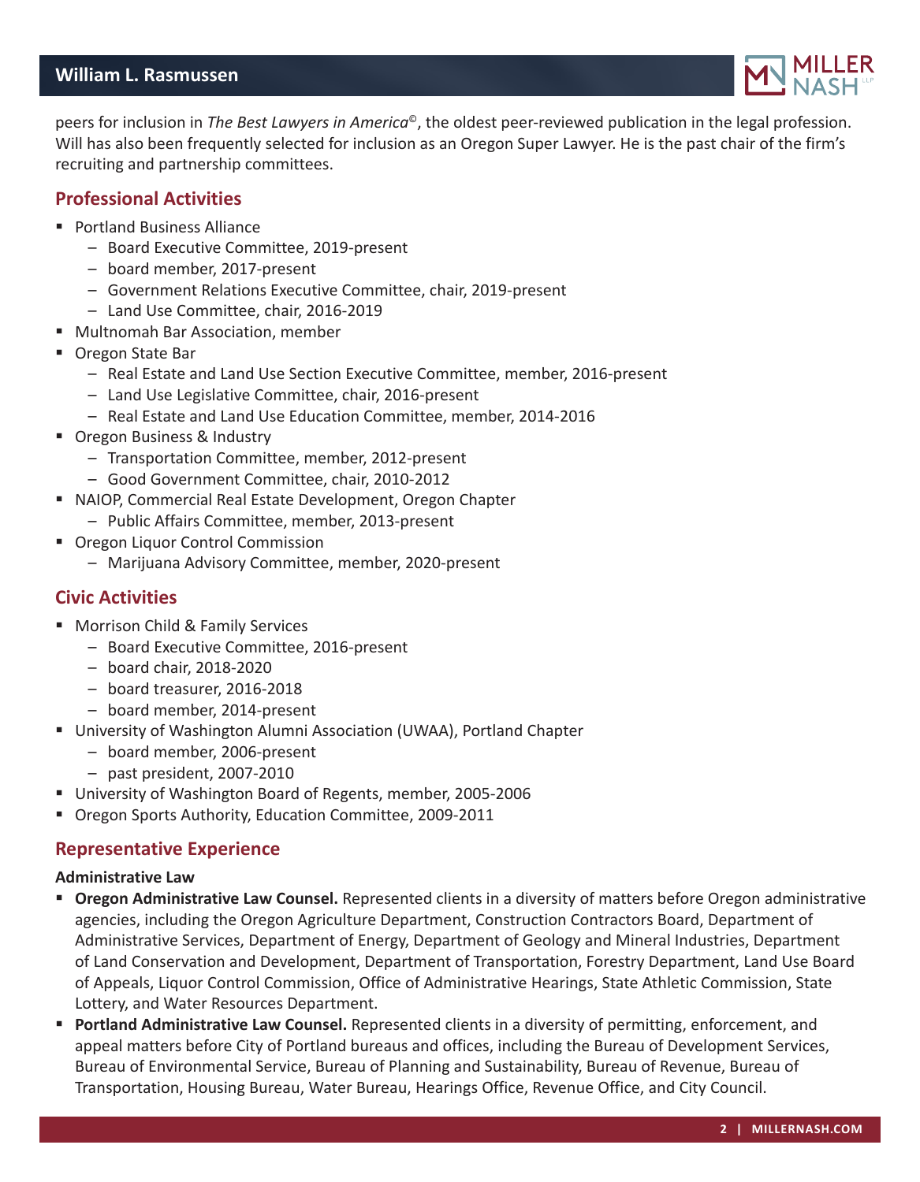peers for inclusion in *The Best Lawyers in America*©, the oldest peer-reviewed publication in the legal profession. Will has also been frequently selected for inclusion as an Oregon Super Lawyer. He is the past chair of the firm's recruiting and partnership committees.

## Professional Activities

- Portland Business Alliance
  - Board Executive Committee, 2019-present
  - board member, 2017-present
  - Government Relations Executive Committee, chair, 2019-present
  - Land Use Committee, chair, 2016-2019
- Multnomah Bar Association, member
- Oregon State Bar
  - Real Estate and Land Use Section Executive Committee, member, 2016-present
  - Land Use Legislative Committee, chair, 2016-present
  - Real Estate and Land Use Education Committee, member, 2014-2016
- Oregon Business & Industry
  - Transportation Committee, member, 2012-present
  - Good Government Committee, chair, 2010-2012
- NAIOP, Commercial Real Estate Development, Oregon Chapter
  - Public Affairs Committee, member, 2013-present
- Oregon Liquor Control Commission
  - Marijuana Advisory Committee, member, 2020-present

## Civic Activities

- Morrison Child & Family Services
  - Board Executive Committee, 2016-present
  - board chair, 2018-2020
  - board treasurer, 2016-2018
  - board member, 2014-present
- University of Washington Alumni Association (UWAA), Portland Chapter
  - board member, 2006-present
  - past president, 2007-2010
- University of Washington Board of Regents, member, 2005-2006
- Oregon Sports Authority, Education Committee, 2009-2011

## Representative Experience

### Administrative Law

- **Oregon Administrative Law Counsel.** Represented clients in a diversity of matters before Oregon administrative agencies, including the Oregon Agriculture Department, Construction Contractors Board, Department of Administrative Services, Department of Energy, Department of Geology and Mineral Industries, Department of Land Conservation and Development, Department of Transportation, Forestry Department, Land Use Board of Appeals, Liquor Control Commission, Office of Administrative Hearings, State Athletic Commission, State Lottery, and Water Resources Department.
- **Portland Administrative Law Counsel.** Represented clients in a diversity of permitting, enforcement, and appeal matters before City of Portland bureaus and offices, including the Bureau of Development Services, Bureau of Environmental Service, Bureau of Planning and Sustainability, Bureau of Revenue, Bureau of Transportation, Housing Bureau, Water Bureau, Hearings Office, Revenue Office, and City Council.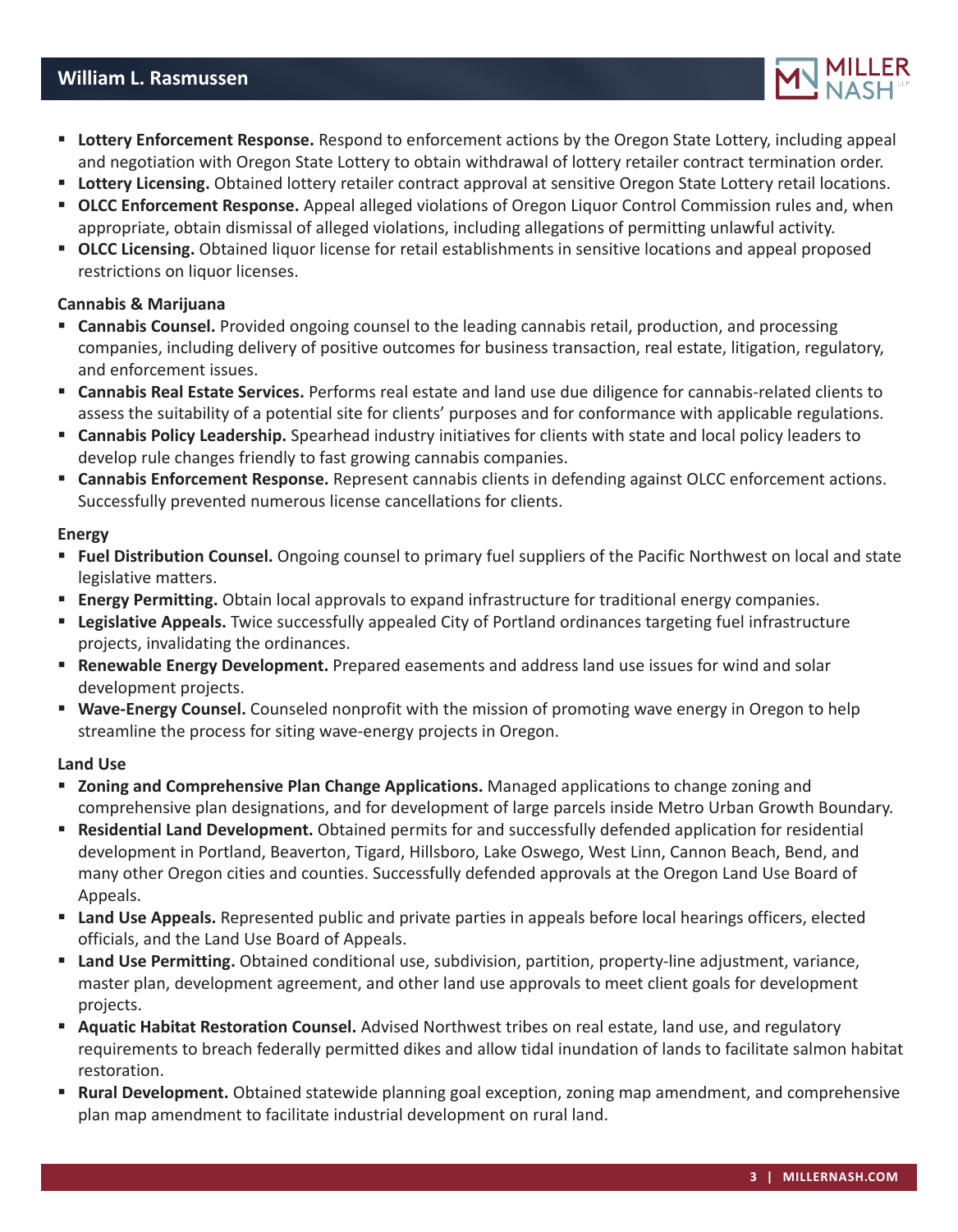- **Lottery Enforcement Response.** Respond to enforcement actions by the Oregon State Lottery, including appeal and negotiation with Oregon State Lottery to obtain withdrawal of lottery retailer contract termination order.
- **Lottery Licensing.** Obtained lottery retailer contract approval at sensitive Oregon State Lottery retail locations.
- **OLCC Enforcement Response.** Appeal alleged violations of Oregon Liquor Control Commission rules and, when appropriate, obtain dismissal of alleged violations, including allegations of permitting unlawful activity.
- **OLCC Licensing.** Obtained liquor license for retail establishments in sensitive locations and appeal proposed restrictions on liquor licenses.

**Cannabis & Marijuana**

- **Cannabis Counsel.** Provided ongoing counsel to the leading cannabis retail, production, and processing companies, including delivery of positive outcomes for business transaction, real estate, litigation, regulatory, and enforcement issues.
- **Cannabis Real Estate Services.** Performs real estate and land use due diligence for cannabis-related clients to assess the suitability of a potential site for clients' purposes and for conformance with applicable regulations.
- **Cannabis Policy Leadership.** Spearhead industry initiatives for clients with state and local policy leaders to develop rule changes friendly to fast growing cannabis companies.
- **Cannabis Enforcement Response.** Represent cannabis clients in defending against OLCC enforcement actions. Successfully prevented numerous license cancellations for clients.

**Energy**

- **Fuel Distribution Counsel.** Ongoing counsel to primary fuel suppliers of the Pacific Northwest on local and state legislative matters.
- **Energy Permitting.** Obtain local approvals to expand infrastructure for traditional energy companies.
- **Legislative Appeals.** Twice successfully appealed City of Portland ordinances targeting fuel infrastructure projects, invalidating the ordinances.
- **Renewable Energy Development.** Prepared easements and address land use issues for wind and solar development projects.
- **Wave-Energy Counsel.** Counseled nonprofit with the mission of promoting wave energy in Oregon to help streamline the process for siting wave-energy projects in Oregon.

**Land Use**

- **Zoning and Comprehensive Plan Change Applications.** Managed applications to change zoning and comprehensive plan designations, and for development of large parcels inside Metro Urban Growth Boundary.
- **Residential Land Development.** Obtained permits for and successfully defended application for residential development in Portland, Beaverton, Tigard, Hillsboro, Lake Oswego, West Linn, Cannon Beach, Bend, and many other Oregon cities and counties. Successfully defended approvals at the Oregon Land Use Board of Appeals.
- **Land Use Appeals.** Represented public and private parties in appeals before local hearings officers, elected officials, and the Land Use Board of Appeals.
- **Land Use Permitting.** Obtained conditional use, subdivision, partition, property-line adjustment, variance, master plan, development agreement, and other land use approvals to meet client goals for development projects.
- **Aquatic Habitat Restoration Counsel.** Advised Northwest tribes on real estate, land use, and regulatory requirements to breach federally permitted dikes and allow tidal inundation of lands to facilitate salmon habitat restoration.
- **Rural Development.** Obtained statewide planning goal exception, zoning map amendment, and comprehensive plan map amendment to facilitate industrial development on rural land.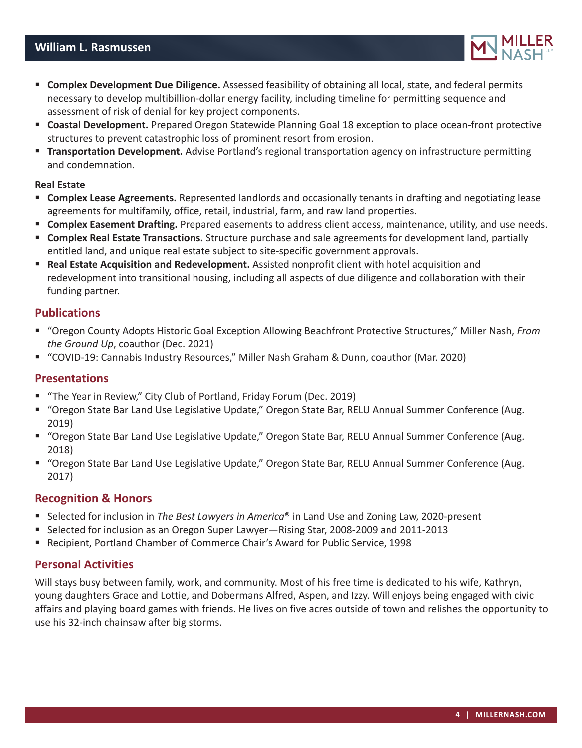- **Complex Development Due Diligence.** Assessed feasibility of obtaining all local, state, and federal permits necessary to develop multibillion-dollar energy facility, including timeline for permitting sequence and assessment of risk of denial for key project components.
- **Coastal Development.** Prepared Oregon Statewide Planning Goal 18 exception to place ocean-front protective structures to prevent catastrophic loss of prominent resort from erosion.
- **Transportation Development.** Advise Portland's regional transportation agency on infrastructure permitting and condemnation.

**Real Estate**

- **Complex Lease Agreements.** Represented landlords and occasionally tenants in drafting and negotiating lease agreements for multifamily, office, retail, industrial, farm, and raw land properties.
- **Complex Easement Drafting.** Prepared easements to address client access, maintenance, utility, and use needs.
- **Complex Real Estate Transactions.** Structure purchase and sale agreements for development land, partially entitled land, and unique real estate subject to site-specific government approvals.
- **Real Estate Acquisition and Redevelopment.** Assisted nonprofit client with hotel acquisition and redevelopment into transitional housing, including all aspects of due diligence and collaboration with their funding partner.

## Publications

- "Oregon County Adopts Historic Goal Exception Allowing Beachfront Protective Structures," Miller Nash, *From the Ground Up*, coauthor (Dec. 2021)
- "COVID-19: Cannabis Industry Resources," Miller Nash Graham & Dunn, coauthor (Mar. 2020)

## Presentations

- "The Year in Review," City Club of Portland, Friday Forum (Dec. 2019)
- "Oregon State Bar Land Use Legislative Update," Oregon State Bar, RELU Annual Summer Conference (Aug. 2019)
- "Oregon State Bar Land Use Legislative Update," Oregon State Bar, RELU Annual Summer Conference (Aug. 2018)
- "Oregon State Bar Land Use Legislative Update," Oregon State Bar, RELU Annual Summer Conference (Aug. 2017)

## Recognition & Honors

- Selected for inclusion in *The Best Lawyers in America*® in Land Use and Zoning Law, 2020-present
- Selected for inclusion as an Oregon Super Lawyer—Rising Star, 2008-2009 and 2011-2013
- Recipient, Portland Chamber of Commerce Chair's Award for Public Service, 1998

## Personal Activities

Will stays busy between family, work, and community. Most of his free time is dedicated to his wife, Kathryn, young daughters Grace and Lottie, and Dobermans Alfred, Aspen, and Izzy. Will enjoys being engaged with civic affairs and playing board games with friends. He lives on five acres outside of town and relishes the opportunity to use his 32-inch chainsaw after big storms.